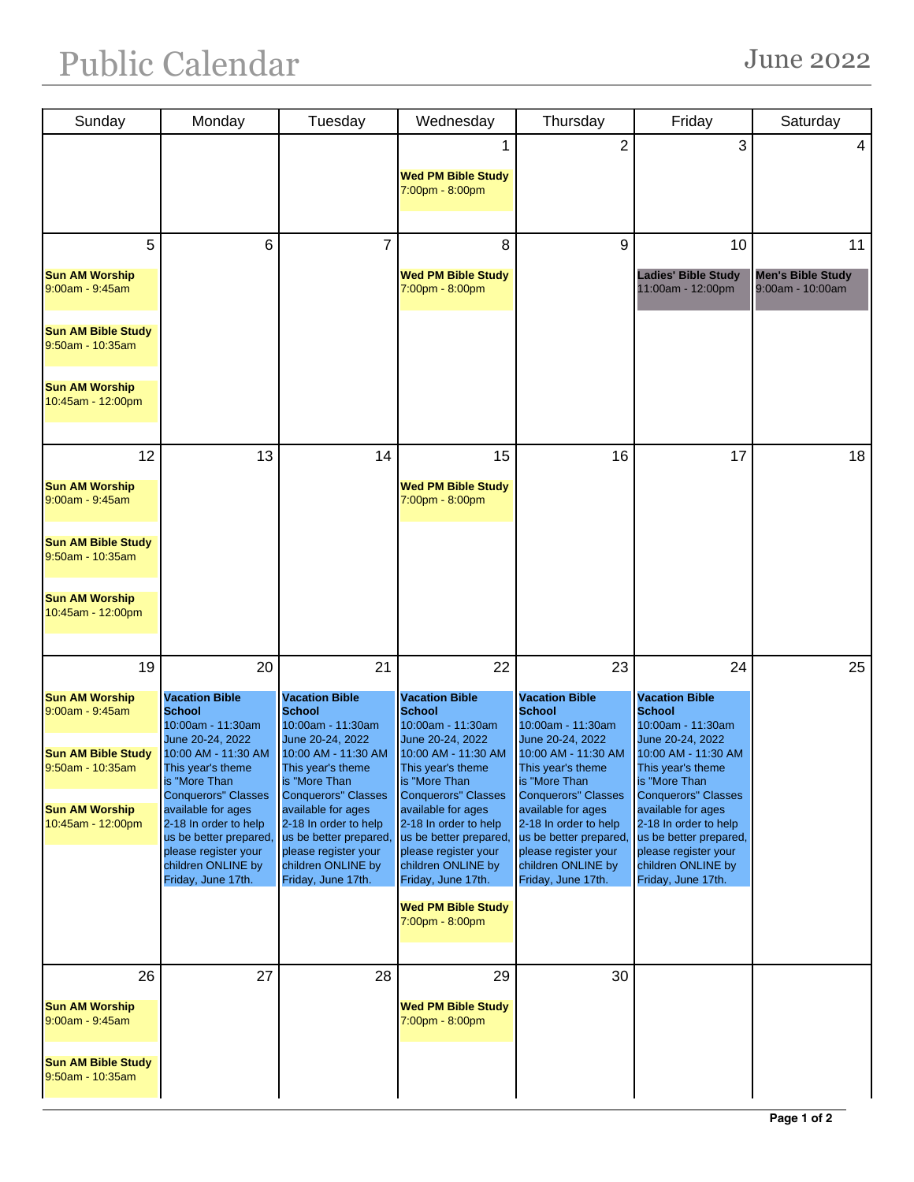# Public Calendar

June 2022

| Sunday | Monday | Tuesday | Wednesday | Thursday | Friday | Saturday |
|---|---|---|---|---|---|---|
| | | | 1<br>**Wed PM Bible Study**<br>7:00pm - 8:00pm | 2 | 3 | 4 |
| 5<br>**Sun AM Worship**<br>9:00am - 9:45am<br>**Sun AM Bible Study**<br>9:50am - 10:35am<br>**Sun AM Worship**<br>10:45am - 12:00pm | 6 | 7 | 8<br>**Wed PM Bible Study**<br>7:00pm - 8:00pm | 9 | 10<br>**Ladies' Bible Study**<br>11:00am - 12:00pm | 11<br>**Men's Bible Study**<br>9:00am - 10:00am |
| 12<br>**Sun AM Worship**<br>9:00am - 9:45am<br>**Sun AM Bible Study**<br>9:50am - 10:35am<br>**Sun AM Worship**<br>10:45am - 12:00pm | 13 | 14 | 15<br>**Wed PM Bible Study**<br>7:00pm - 8:00pm | 16 | 17 | 18 |
| 19<br>**Sun AM Worship**<br>9:00am - 9:45am<br>**Sun AM Bible Study**<br>9:50am - 10:35am<br>**Sun AM Worship**<br>10:45am - 12:00pm | 20<br>**Vacation Bible School**<br>10:00am - 11:30am<br>June 20-24, 2022 10:00 AM - 11:30 AM This year's theme is "More Than Conquerors" Classes available for ages 2-18 In order to help us be better prepared, please register your children ONLINE by Friday, June 17th. | 21<br>**Vacation Bible School**<br>10:00am - 11:30am<br>June 20-24, 2022 10:00 AM - 11:30 AM This year's theme is "More Than Conquerors" Classes available for ages 2-18 In order to help us be better prepared, please register your children ONLINE by Friday, June 17th. | 22<br>**Vacation Bible School**<br>10:00am - 11:30am<br>June 20-24, 2022 10:00 AM - 11:30 AM This year's theme is "More Than Conquerors" Classes available for ages 2-18 In order to help us be better prepared, please register your children ONLINE by Friday, June 17th.<br>**Wed PM Bible Study**<br>7:00pm - 8:00pm | 23<br>**Vacation Bible School**<br>10:00am - 11:30am<br>June 20-24, 2022 10:00 AM - 11:30 AM This year's theme is "More Than Conquerors" Classes available for ages 2-18 In order to help us be better prepared, please register your children ONLINE by Friday, June 17th. | 24<br>**Vacation Bible School**<br>10:00am - 11:30am<br>June 20-24, 2022 10:00 AM - 11:30 AM This year's theme is "More Than Conquerors" Classes available for ages 2-18 In order to help us be better prepared, please register your children ONLINE by Friday, June 17th. | 25 |
| 26<br>**Sun AM Worship**<br>9:00am - 9:45am<br>**Sun AM Bible Study**<br>9:50am - 10:35am | 27 | 28 | 29<br>**Wed PM Bible Study**<br>7:00pm - 8:00pm | 30 | | |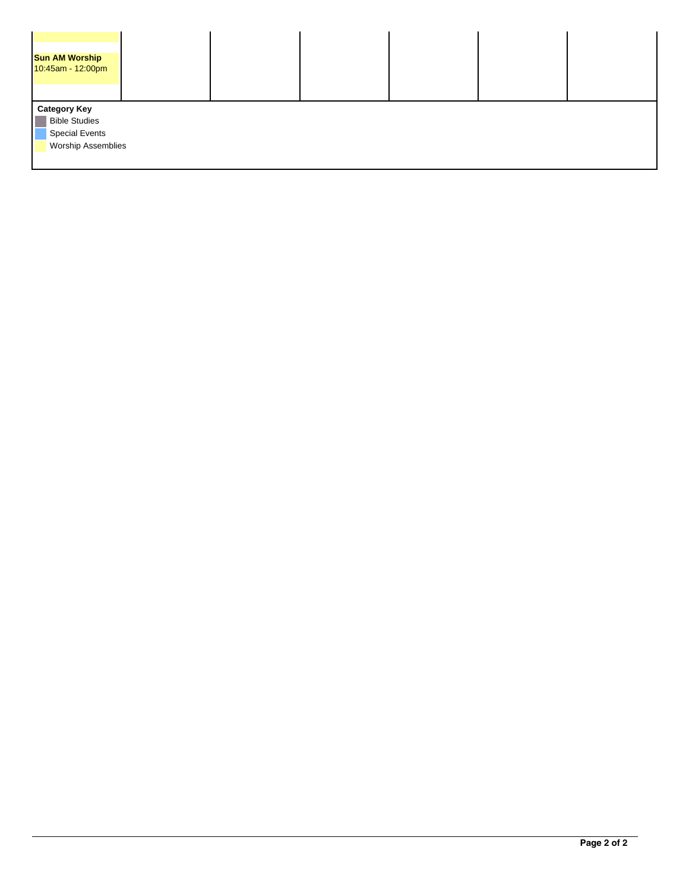| | | | | | | |
|---|---|---|---|---|---|---|
| **Sun AM Worship**<br>10:45am - 12:00pm | | | | | | |

**Category Key**

- Bible Studies
- Special Events
- Worship Assemblies